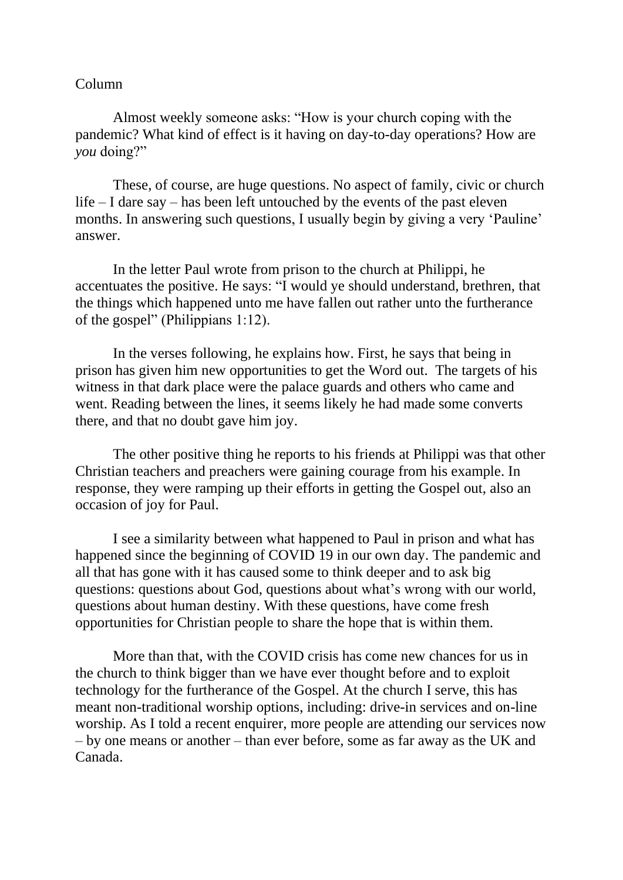Column

Almost weekly someone asks: "How is your church coping with the pandemic? What kind of effect is it having on day-to-day operations? How are *you* doing?"

These, of course, are huge questions. No aspect of family, civic or church life – I dare say – has been left untouched by the events of the past eleven months. In answering such questions, I usually begin by giving a very 'Pauline' answer.

In the letter Paul wrote from prison to the church at Philippi, he accentuates the positive. He says: "I would ye should understand, brethren, that the things which happened unto me have fallen out rather unto the furtherance of the gospel" (Philippians 1:12).

In the verses following, he explains how. First, he says that being in prison has given him new opportunities to get the Word out. The targets of his witness in that dark place were the palace guards and others who came and went. Reading between the lines, it seems likely he had made some converts there, and that no doubt gave him joy.

The other positive thing he reports to his friends at Philippi was that other Christian teachers and preachers were gaining courage from his example. In response, they were ramping up their efforts in getting the Gospel out, also an occasion of joy for Paul.

I see a similarity between what happened to Paul in prison and what has happened since the beginning of COVID 19 in our own day. The pandemic and all that has gone with it has caused some to think deeper and to ask big questions: questions about God, questions about what's wrong with our world, questions about human destiny. With these questions, have come fresh opportunities for Christian people to share the hope that is within them.

More than that, with the COVID crisis has come new chances for us in the church to think bigger than we have ever thought before and to exploit technology for the furtherance of the Gospel. At the church I serve, this has meant non-traditional worship options, including: drive-in services and on-line worship. As I told a recent enquirer, more people are attending our services now – by one means or another – than ever before, some as far away as the UK and Canada.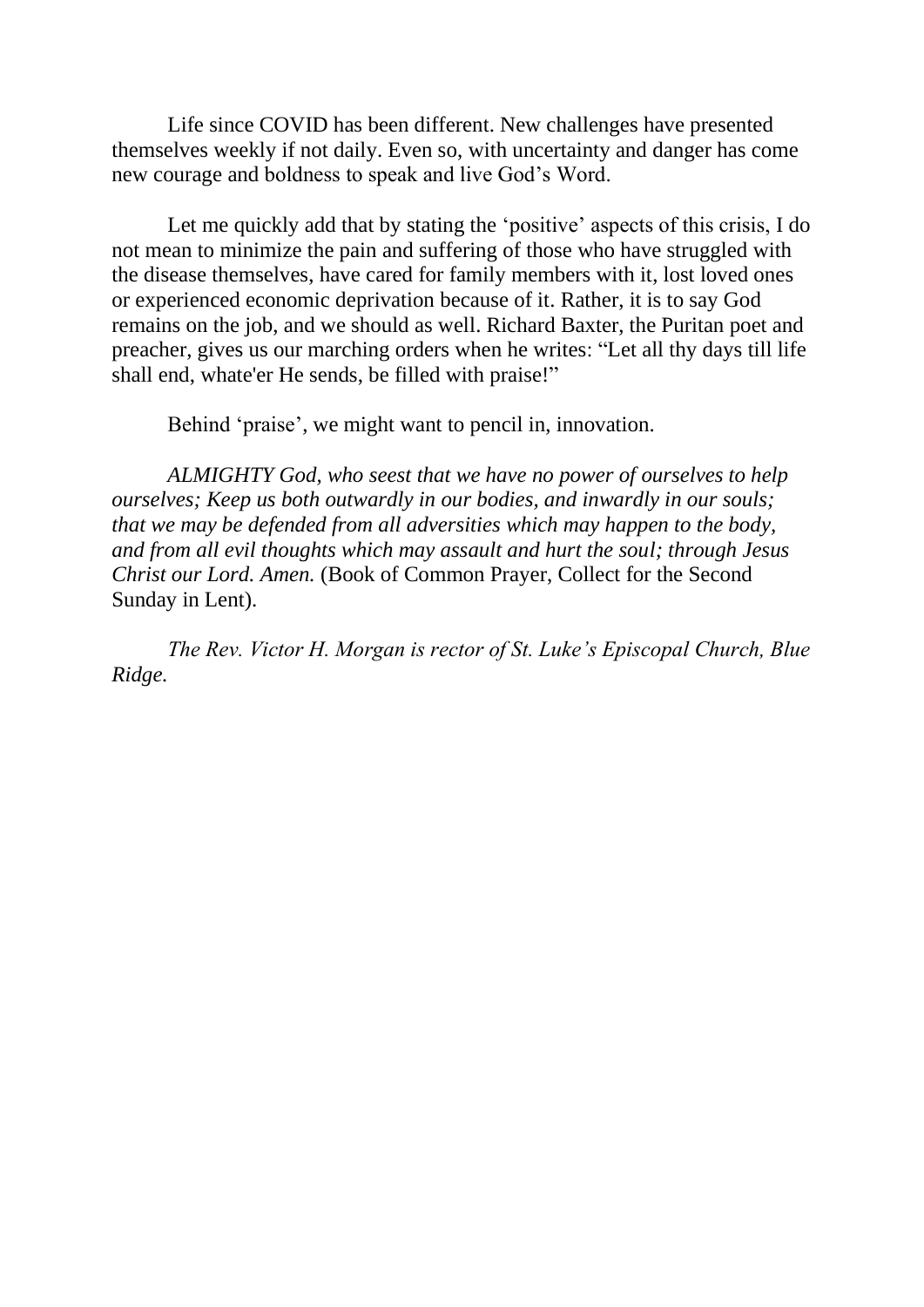Life since COVID has been different. New challenges have presented themselves weekly if not daily. Even so, with uncertainty and danger has come new courage and boldness to speak and live God's Word.

Let me quickly add that by stating the 'positive' aspects of this crisis, I do not mean to minimize the pain and suffering of those who have struggled with the disease themselves, have cared for family members with it, lost loved ones or experienced economic deprivation because of it. Rather, it is to say God remains on the job, and we should as well. Richard Baxter, the Puritan poet and preacher, gives us our marching orders when he writes: "Let all thy days till life shall end, whate'er He sends, be filled with praise!"

Behind 'praise', we might want to pencil in, innovation.

*ALMIGHTY God, who seest that we have no power of ourselves to help ourselves; Keep us both outwardly in our bodies, and inwardly in our souls; that we may be defended from all adversities which may happen to the body, and from all evil thoughts which may assault and hurt the soul; through Jesus Christ our Lord. Amen.* (Book of Common Prayer, Collect for the Second Sunday in Lent).

*The Rev. Victor H. Morgan is rector of St. Luke's Episcopal Church, Blue Ridge.*